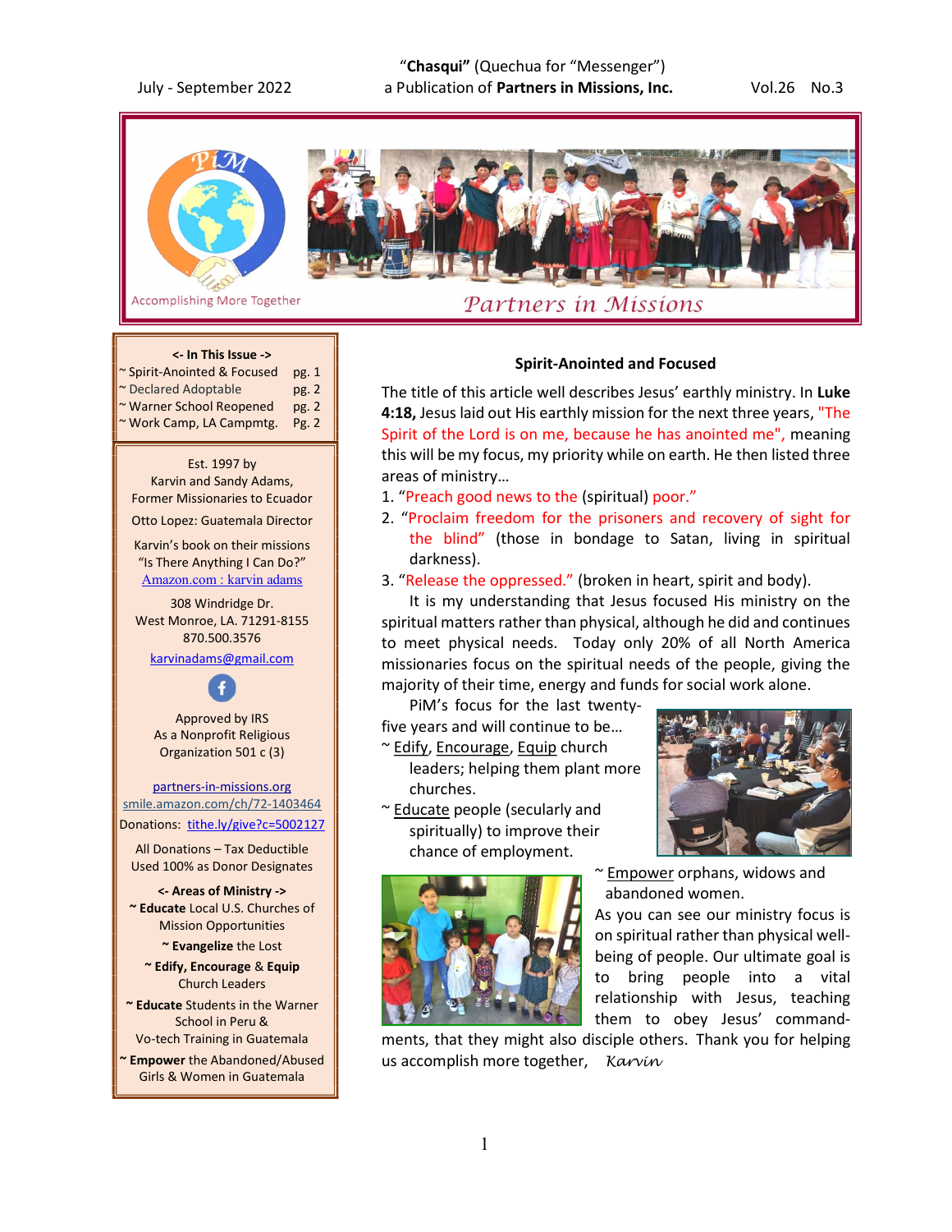"**Chasqui"** (Quechua for "Messenger")
a Publication of **Partners in Missions, Inc.**

July - September 2022 Vol.26 No.3

Accomplishing More Together

Partners in Missions

**<- In This Issue ->**

- ~ Spirit-Anointed & Focused pg. 1
- ~ Declared Adoptable pg. 2
- ~ Warner School Reopened pg. 2
- ~ Work Camp, LA Campmtg. Pg. 2

Est. 1997 by
Karvin and Sandy Adams,
Former Missionaries to Ecuador

Otto Lopez: Guatemala Director

Karvin's book on their missions
"Is There Anything I Can Do?"
Amazon.com : karvin adams

308 Windridge Dr.
West Monroe, LA. 71291-8155
870.500.3576

karvinadams@gmail.com

Approved by IRS
As a Nonprofit Religious
Organization 501 c (3)

partners-in-missions.org
smile.amazon.com/ch/72-1403464
Donations: tithe.ly/give?c=5002127

All Donations – Tax Deductible
Used 100% as Donor Designates

**<- Areas of Ministry ->**

~ **Educate** Local U.S. Churches of Mission Opportunities

~ **Evangelize** the Lost

~ **Edify, Encourage** & **Equip** Church Leaders

~ **Educate** Students in the Warner School in Peru & Vo-tech Training in Guatemala

~ **Empower** the Abandoned/Abused Girls & Women in Guatemala

## Spirit-Anointed and Focused

The title of this article well describes Jesus' earthly ministry. In **Luke 4:18,** Jesus laid out His earthly mission for the next three years, "The Spirit of the Lord is on me, because he has anointed me", meaning this will be my focus, my priority while on earth. He then listed three areas of ministry…

1. "Preach good news to the (spiritual) poor."
2. "Proclaim freedom for the prisoners and recovery of sight for the blind" (those in bondage to Satan, living in spiritual darkness).
3. "Release the oppressed." (broken in heart, spirit and body).

It is my understanding that Jesus focused His ministry on the spiritual matters rather than physical, although he did and continues to meet physical needs. Today only 20% of all North America missionaries focus on the spiritual needs of the people, giving the majority of their time, energy and funds for social work alone.

PiM's focus for the last twenty-five years and will continue to be…

~ Edify, Encourage, Equip church leaders; helping them plant more churches.

~ Educate people (secularly and spiritually) to improve their chance of employment.

~ Empower orphans, widows and abandoned women.

As you can see our ministry focus is on spiritual rather than physical well-being of people. Our ultimate goal is to bring people into a vital relationship with Jesus, teaching them to obey Jesus' commandments, that they might also disciple others. Thank you for helping us accomplish more together, *Karvin*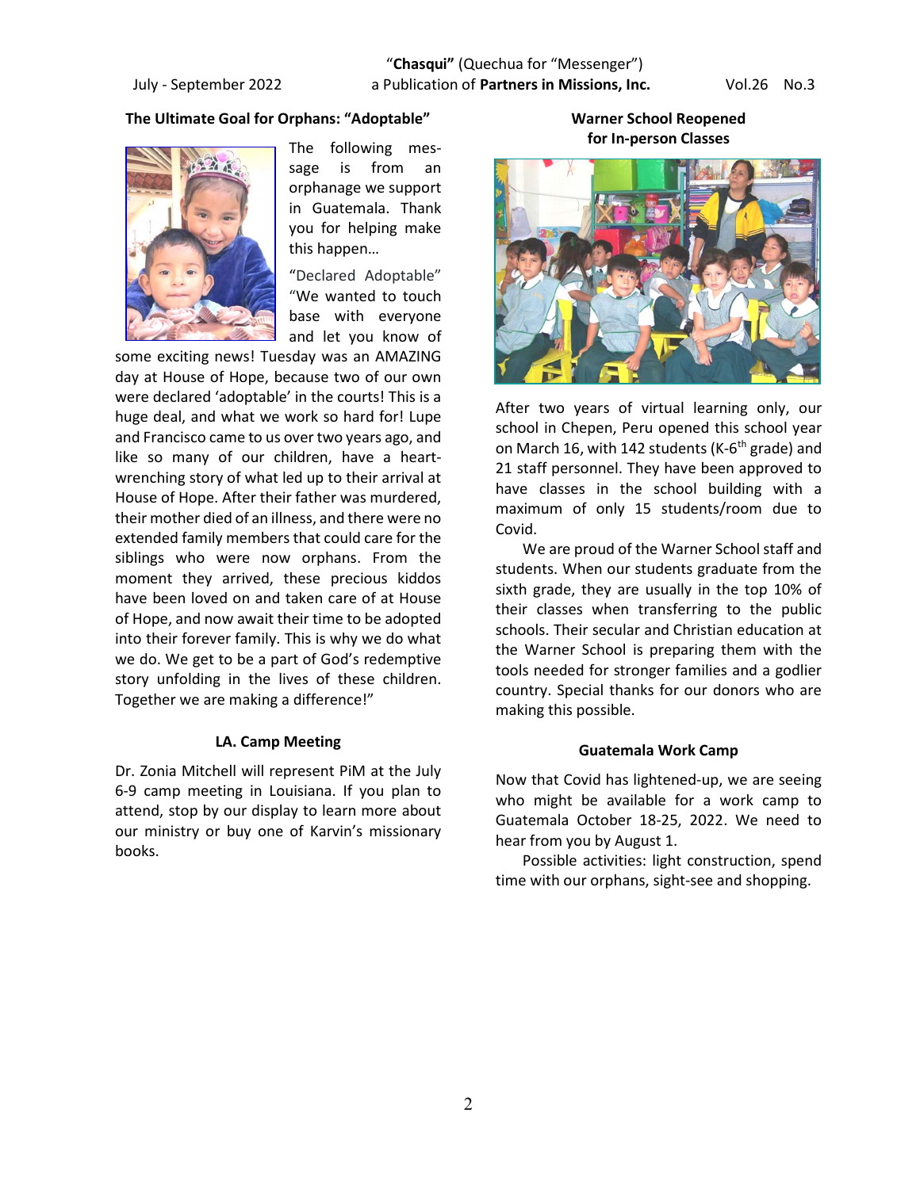"**Chasqui"** (Quechua for "Messenger")

a Publication of **Partners in Missions, Inc.**

## The Ultimate Goal for Orphans: "Adoptable"

The following message is from an orphanage we support in Guatemala. Thank you for helping make this happen…

"Declared Adoptable" "We wanted to touch base with everyone and let you know of some exciting news! Tuesday was an AMAZING day at House of Hope, because two of our own were declared 'adoptable' in the courts! This is a huge deal, and what we work so hard for! Lupe and Francisco came to us over two years ago, and like so many of our children, have a heart-wrenching story of what led up to their arrival at House of Hope. After their father was murdered, their mother died of an illness, and there were no extended family members that could care for the siblings who were now orphans. From the moment they arrived, these precious kiddos have been loved on and taken care of at House of Hope, and now await their time to be adopted into their forever family. This is why we do what we do. We get to be a part of God's redemptive story unfolding in the lives of these children. Together we are making a difference!"

## LA. Camp Meeting

Dr. Zonia Mitchell will represent PiM at the July 6-9 camp meeting in Louisiana. If you plan to attend, stop by our display to learn more about our ministry or buy one of Karvin's missionary books.

## Warner School Reopened for In-person Classes

After two years of virtual learning only, our school in Chepen, Peru opened this school year on March 16, with 142 students (K-6th grade) and 21 staff personnel. They have been approved to have classes in the school building with a maximum of only 15 students/room due to Covid.

We are proud of the Warner School staff and students. When our students graduate from the sixth grade, they are usually in the top 10% of their classes when transferring to the public schools. Their secular and Christian education at the Warner School is preparing them with the tools needed for stronger families and a godlier country. Special thanks for our donors who are making this possible.

## Guatemala Work Camp

Now that Covid has lightened-up, we are seeing who might be available for a work camp to Guatemala October 18-25, 2022. We need to hear from you by August 1.

Possible activities: light construction, spend time with our orphans, sight-see and shopping.